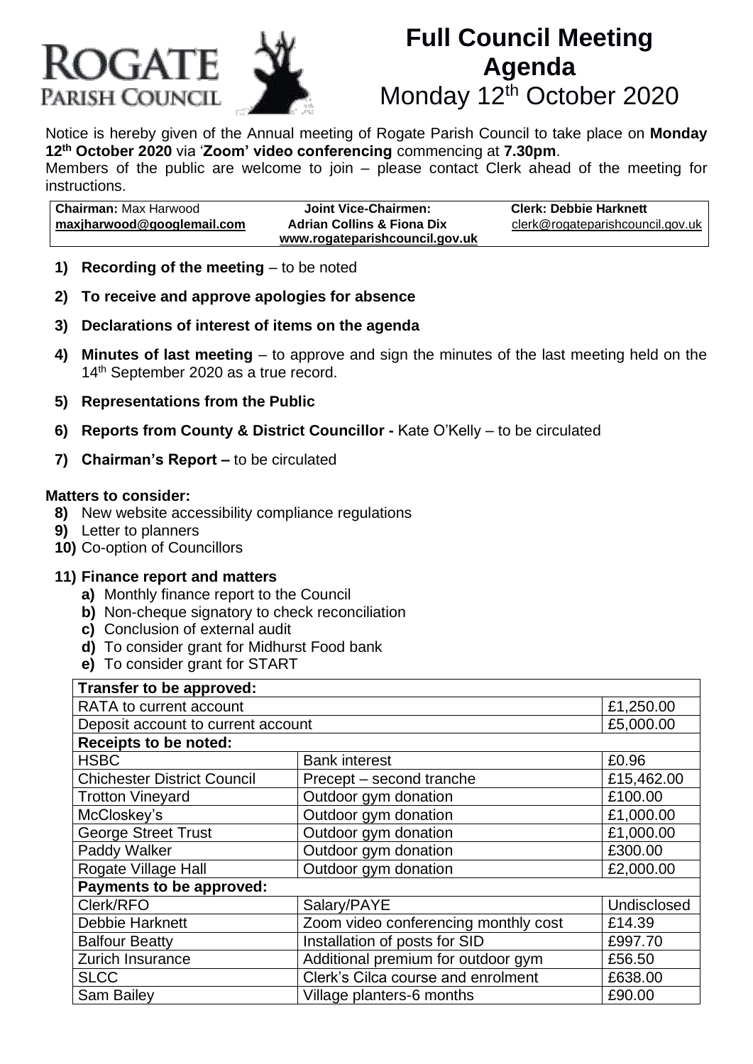# ROGATE PARISH COUNCIL

# Full Council Meeting Agenda
## Monday 12th October 2020

Notice is hereby given of the Annual meeting of Rogate Parish Council to take place on **Monday 12th October 2020** via '**Zoom' video conferencing** commencing at **7.30pm**.
Members of the public are welcome to join – please contact Clerk ahead of the meeting for instructions.

| **Chairman:** Max Harwood | **Joint Vice-Chairmen:** | **Clerk: Debbie Harknett** |
|---|---|---|
| **maxjharwood@googlemail.com** | **Adrian Collins & Fiona Dix** | clerk@rogateparishcouncil.gov.uk |
| | **www.rogateparishcouncil.gov.uk** | |

1) **Recording of the meeting** – to be noted
2) **To receive and approve apologies for absence**
3) **Declarations of interest of items on the agenda**
4) **Minutes of last meeting** – to approve and sign the minutes of the last meeting held on the 14th September 2020 as a true record.
5) **Representations from the Public**
6) **Reports from County & District Councillor -** Kate O'Kelly – to be circulated
7) **Chairman's Report –** to be circulated

**Matters to consider:**

8) New website accessibility compliance regulations
9) Letter to planners
10) Co-option of Councillors

11) **Finance report and matters**
    a) Monthly finance report to the Council
    b) Non-cheque signatory to check reconciliation
    c) Conclusion of external audit
    d) To consider grant for Midhurst Food bank
    e) To consider grant for START

| **Transfer to be approved:** | | |
|---|---|---|
| RATA to current account | | £1,250.00 |
| Deposit account to current account | | £5,000.00 |
| **Receipts to be noted:** | | |
| HSBC | Bank interest | £0.96 |
| Chichester District Council | Precept – second tranche | £15,462.00 |
| Trotton Vineyard | Outdoor gym donation | £100.00 |
| McCloskey's | Outdoor gym donation | £1,000.00 |
| George Street Trust | Outdoor gym donation | £1,000.00 |
| Paddy Walker | Outdoor gym donation | £300.00 |
| Rogate Village Hall | Outdoor gym donation | £2,000.00 |
| **Payments to be approved:** | | |
| Clerk/RFO | Salary/PAYE | Undisclosed |
| Debbie Harknett | Zoom video conferencing monthly cost | £14.39 |
| Balfour Beatty | Installation of posts for SID | £997.70 |
| Zurich Insurance | Additional premium for outdoor gym | £56.50 |
| SLCC | Clerk's Cilca course and enrolment | £638.00 |
| Sam Bailey | Village planters-6 months | £90.00 |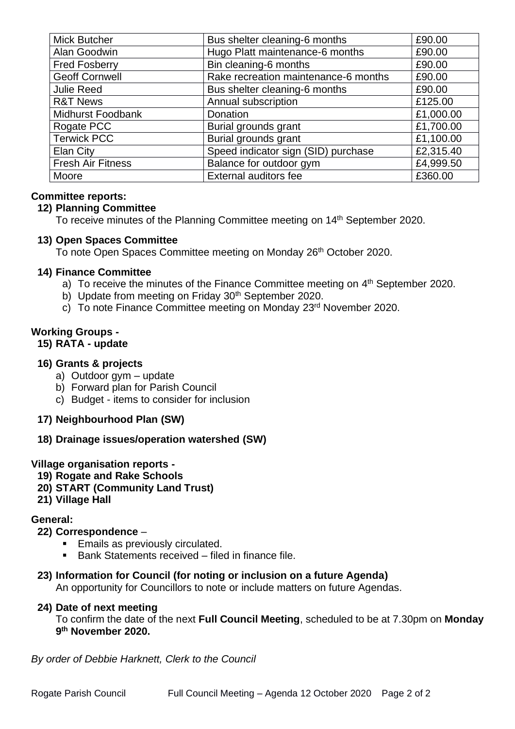| | | |
|---|---|---|
| Mick Butcher | Bus shelter cleaning-6 months | £90.00 |
| Alan Goodwin | Hugo Platt maintenance-6 months | £90.00 |
| Fred Fosberry | Bin cleaning-6 months | £90.00 |
| Geoff Cornwell | Rake recreation maintenance-6 months | £90.00 |
| Julie Reed | Bus shelter cleaning-6 months | £90.00 |
| R&T News | Annual subscription | £125.00 |
| Midhurst Foodbank | Donation | £1,000.00 |
| Rogate PCC | Burial grounds grant | £1,700.00 |
| Terwick PCC | Burial grounds grant | £1,100.00 |
| Elan City | Speed indicator sign (SID) purchase | £2,315.40 |
| Fresh Air Fitness | Balance for outdoor gym | £4,999.50 |
| Moore | External auditors fee | £360.00 |

**Committee reports:**

**12) Planning Committee**

To receive minutes of the Planning Committee meeting on 14th September 2020.

**13) Open Spaces Committee**

To note Open Spaces Committee meeting on Monday 26th October 2020.

**14) Finance Committee**

a) To receive the minutes of the Finance Committee meeting on 4th September 2020.
b) Update from meeting on Friday 30th September 2020.
c) To note Finance Committee meeting on Monday 23rd November 2020.

**Working Groups -**

**15) RATA - update**

**16) Grants & projects**

a) Outdoor gym – update
b) Forward plan for Parish Council
c) Budget - items to consider for inclusion

**17) Neighbourhood Plan (SW)**

**18) Drainage issues/operation watershed (SW)**

**Village organisation reports -**

**19) Rogate and Rake Schools**

**20) START (Community Land Trust)**

**21) Village Hall**

**General:**

**22) Correspondence** –

- Emails as previously circulated.
- Bank Statements received – filed in finance file.

**23) Information for Council (for noting or inclusion on a future Agenda)**

An opportunity for Councillors to note or include matters on future Agendas.

**24) Date of next meeting**

To confirm the date of the next **Full Council Meeting**, scheduled to be at 7.30pm on **Monday 9th November 2020.**

*By order of Debbie Harknett, Clerk to the Council*